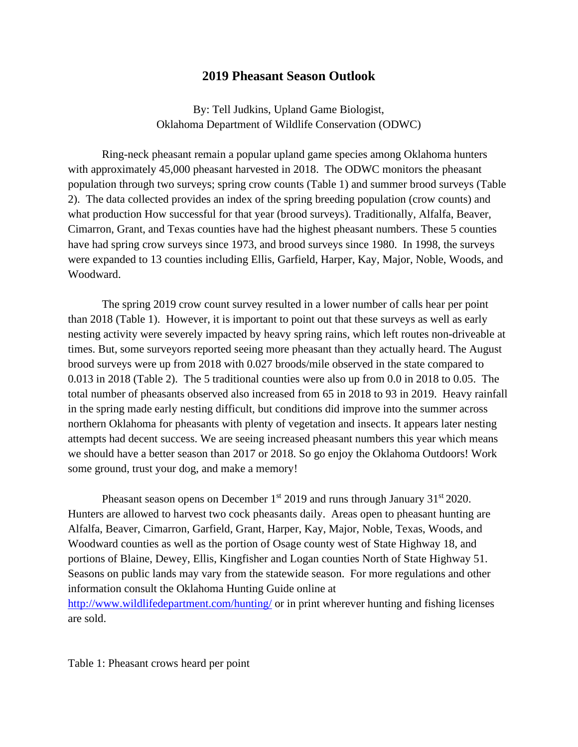# 2019 Pheasant Season Outlook

By: Tell Judkins, Upland Game Biologist,
Oklahoma Department of Wildlife Conservation (ODWC)

Ring-neck pheasant remain a popular upland game species among Oklahoma hunters with approximately 45,000 pheasant harvested in 2018. The ODWC monitors the pheasant population through two surveys; spring crow counts (Table 1) and summer brood surveys (Table 2). The data collected provides an index of the spring breeding population (crow counts) and what production How successful for that year (brood surveys). Traditionally, Alfalfa, Beaver, Cimarron, Grant, and Texas counties have had the highest pheasant numbers. These 5 counties have had spring crow surveys since 1973, and brood surveys since 1980. In 1998, the surveys were expanded to 13 counties including Ellis, Garfield, Harper, Kay, Major, Noble, Woods, and Woodward.

The spring 2019 crow count survey resulted in a lower number of calls hear per point than 2018 (Table 1). However, it is important to point out that these surveys as well as early nesting activity were severely impacted by heavy spring rains, which left routes non-driveable at times. But, some surveyors reported seeing more pheasant than they actually heard. The August brood surveys were up from 2018 with 0.027 broods/mile observed in the state compared to 0.013 in 2018 (Table 2). The 5 traditional counties were also up from 0.0 in 2018 to 0.05. The total number of pheasants observed also increased from 65 in 2018 to 93 in 2019. Heavy rainfall in the spring made early nesting difficult, but conditions did improve into the summer across northern Oklahoma for pheasants with plenty of vegetation and insects. It appears later nesting attempts had decent success. We are seeing increased pheasant numbers this year which means we should have a better season than 2017 or 2018. So go enjoy the Oklahoma Outdoors! Work some ground, trust your dog, and make a memory!

Pheasant season opens on December 1st 2019 and runs through January 31st 2020. Hunters are allowed to harvest two cock pheasants daily. Areas open to pheasant hunting are Alfalfa, Beaver, Cimarron, Garfield, Grant, Harper, Kay, Major, Noble, Texas, Woods, and Woodward counties as well as the portion of Osage county west of State Highway 18, and portions of Blaine, Dewey, Ellis, Kingfisher and Logan counties North of State Highway 51. Seasons on public lands may vary from the statewide season. For more regulations and other information consult the Oklahoma Hunting Guide online at http://www.wildlifedepartment.com/hunting/ or in print wherever hunting and fishing licenses are sold.

Table 1: Pheasant crows heard per point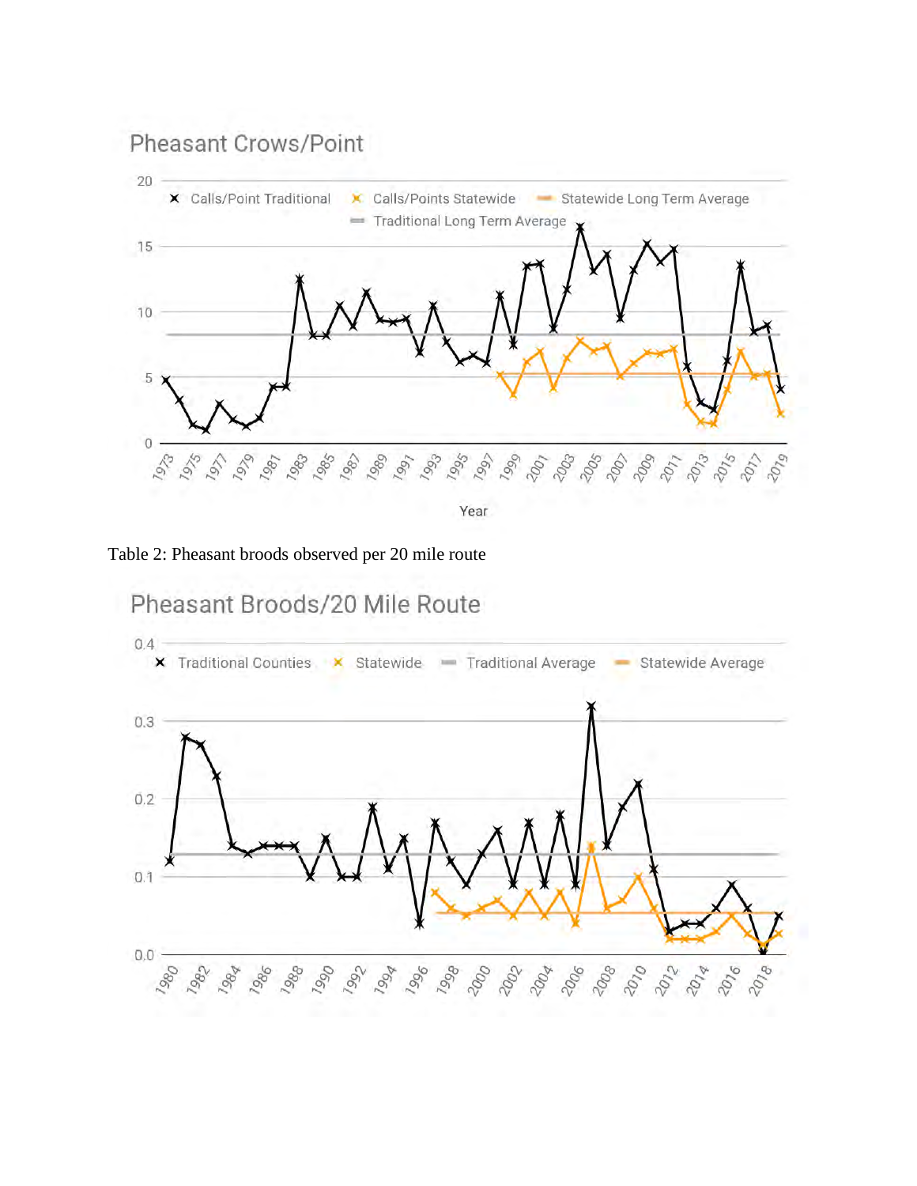Pheasant Crows/Point

20
15
10
5
0

Calls/Point Traditional
Calls/Points Statewide
Statewide Long Term Average
Traditional Long Term Average

1973 1975 1977 1979 1981 1983 1985 1987 1989 1991 1993 1995 1997 1999 2001 2003 2005 2007 2009 2011 2013 2015 2017 2019

Year

Table 2: Pheasant broods observed per 20 mile route

Pheasant Broods/20 Mile Route

0.4
0.3
0.2
0.1
0.0

Traditional Counties
Statewide
Traditional Average
Statewide Average

1980 1982 1984 1986 1988 1990 1992 1994 1996 1998 2000 2002 2004 2006 2008 2010 2012 2014 2016 2018